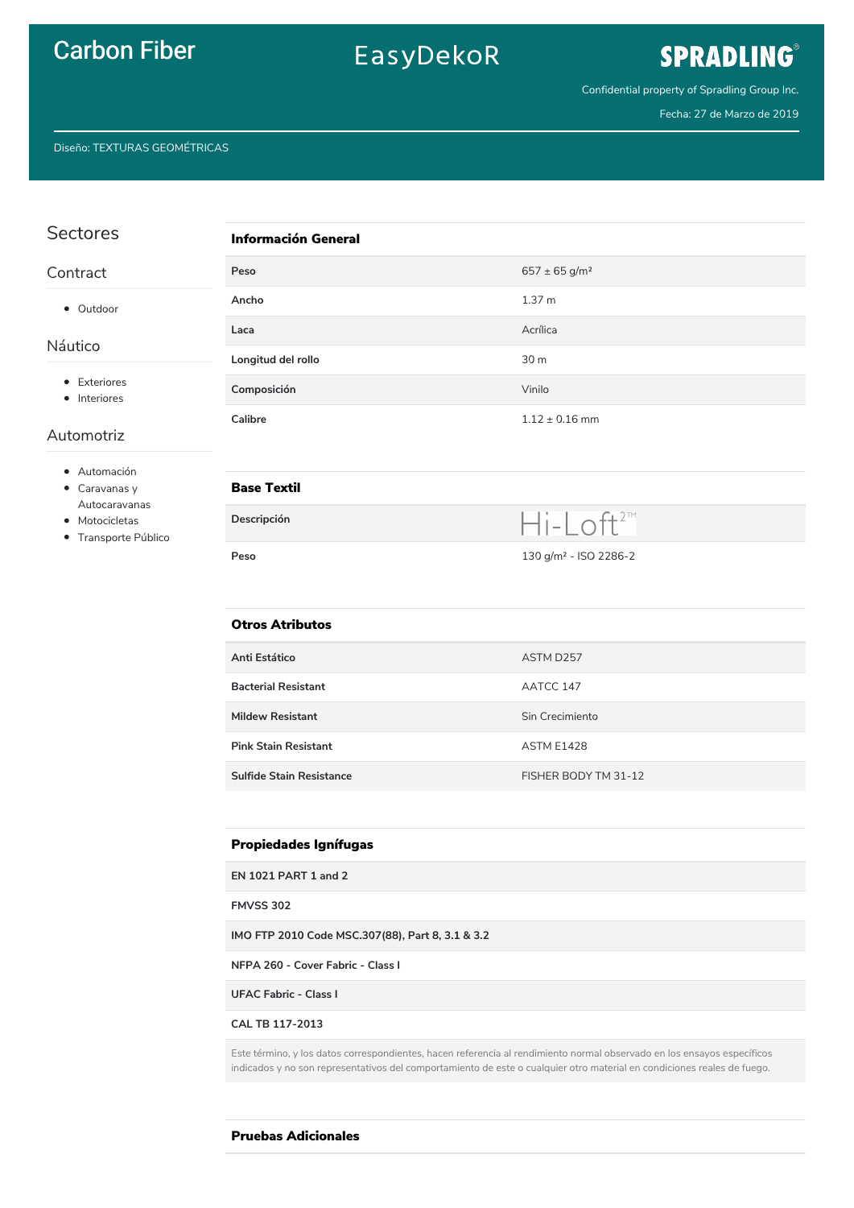# Carbon Fiber

EasyDekoR

SPRADLING®

Confidential property of Spradling Group Inc.

Fecha: 27 de Marzo de 2019

Diseño: TEXTURAS GEOMÉTRICAS

## Sectores

### Contract

- Outdoor

### Náutico

- Exteriores
- Interiores

### Automotriz

- Automación
- Caravanas y Autocaravanas
- Motocicletas
- Transporte Público

## Información General

| | |
|---|---|
| **Peso** | 657 ± 65 g/m² |
| **Ancho** | 1.37 m |
| **Laca** | Acrílica |
| **Longitud del rollo** | 30 m |
| **Composición** | Vinilo |
| **Calibre** | 1.12 ± 0.16 mm |

## Base Textil

| | |
|---|---|
| **Descripción** | Hi-Loft 2™ |
| **Peso** | 130 g/m² - ISO 2286-2 |

## Otros Atributos

| | |
|---|---|
| **Anti Estático** | ASTM D257 |
| **Bacterial Resistant** | AATCC 147 |
| **Mildew Resistant** | Sin Crecimiento |
| **Pink Stain Resistant** | ASTM E1428 |
| **Sulfide Stain Resistance** | FISHER BODY TM 31-12 |

## Propiedades Ignífugas

**EN 1021 PART 1 and 2**

**FMVSS 302**

**IMO FTP 2010 Code MSC.307(88), Part 8, 3.1 & 3.2**

**NFPA 260 - Cover Fabric - Class I**

**UFAC Fabric - Class I**

**CAL TB 117-2013**

Este término, y los datos correspondientes, hacen referencia al rendimiento normal observado en los ensayos específicos indicados y no son representativos del comportamiento de este o cualquier otro material en condiciones reales de fuego.

## Pruebas Adicionales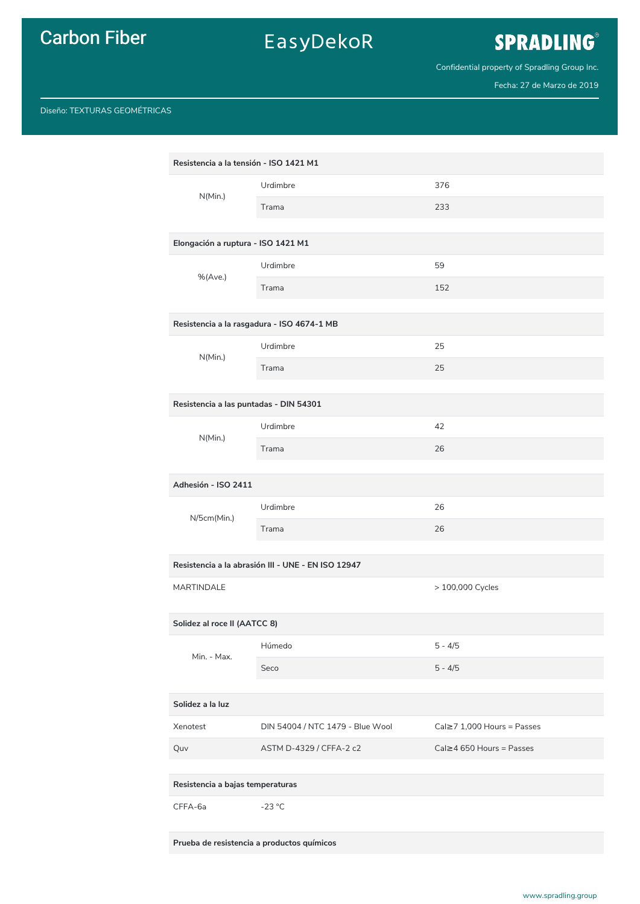# Carbon Fiber

EasyDekoR

SPRADLING®

Confidential property of Spradling Group Inc.

Fecha: 27 de Marzo de 2019

Diseño: TEXTURAS GEOMÉTRICAS

| Resistencia a la tensión - ISO 1421 M1 | | |
|---|---|---|
| N(Min.) | Urdimbre | 376 |
| | Trama | 233 |

| Elongación a ruptura - ISO 1421 M1 | | |
|---|---|---|
| %(Ave.) | Urdimbre | 59 |
| | Trama | 152 |

| Resistencia a la rasgadura - ISO 4674-1 MB | | |
|---|---|---|
| N(Min.) | Urdimbre | 25 |
| | Trama | 25 |

| Resistencia a las puntadas - DIN 54301 | | |
|---|---|---|
| N(Min.) | Urdimbre | 42 |
| | Trama | 26 |

| Adhesión - ISO 2411 | | |
|---|---|---|
| N/5cm(Min.) | Urdimbre | 26 |
| | Trama | 26 |

| Resistencia a la abrasión III - UNE - EN ISO 12947 | | |
|---|---|---|
| MARTINDALE | | > 100,000 Cycles |

| Solidez al roce II (AATCC 8) | | |
|---|---|---|
| Min. - Max. | Húmedo | 5 - 4/5 |
| | Seco | 5 - 4/5 |

| Solidez a la luz | | |
|---|---|---|
| Xenotest | DIN 54004 / NTC 1479 - Blue Wool | Cal≥7 1,000 Hours = Passes |
| Quv | ASTM D-4329 / CFFA-2 c2 | Cal≥4 650 Hours = Passes |

| Resistencia a bajas temperaturas | | |
|---|---|---|
| CFFA-6a | -23 °C | |

**Prueba de resistencia a productos químicos**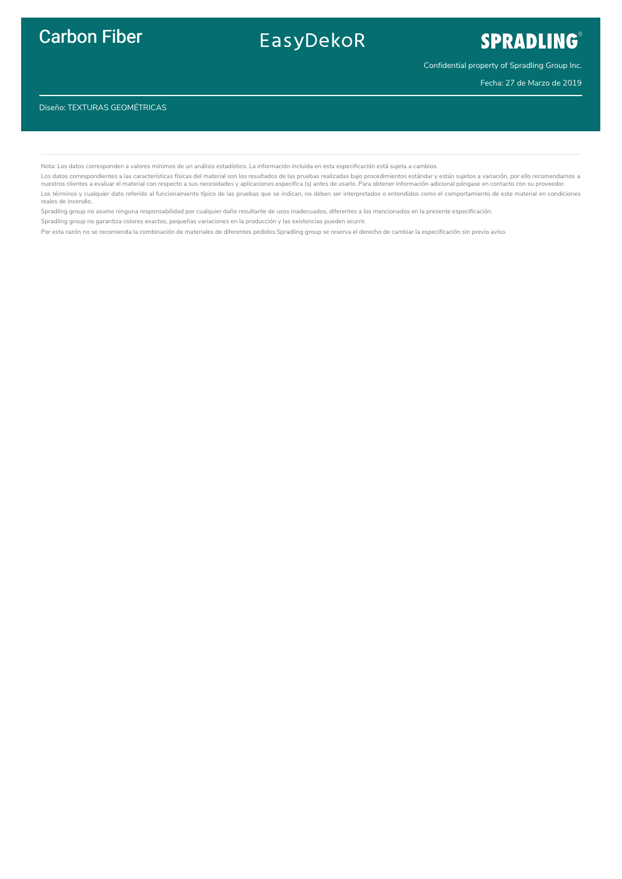Nota: Los datos corresponden a valores mínimos de un análisis estadístico. La información incluida en esta especificación está sujeta a cambios.

Los datos correspondientes a las características físicas del material son los resultados de las pruebas realizadas bajo procedimientos estándar y están sujetos a variación, por ello recomendamos a nuestros clientes a evaluar el material con respecto a sus necesidades y aplicaciones especifica (s) antes de usarlo. Para obtener información adicional póngase en contacto con su proveedor.

Los términos y cualquier dato referido al funcionamiento típico de las pruebas que se indican, no deben ser interpretados o entendidos como el comportamiento de este material en condiciones reales de incendio.

Spradling group no asume ninguna responsabilidad por cualquier daño resultante de usos inadecuados, diferentes a los mencionados en la presente especificación.

Spradling group no garantiza colores exactos, pequeñas variaciones en la producción y las existencias pueden ocurrir.

Por esta razón no se recomienda la combinación de materiales de diferentes pedidos.Spradling group se reserva el derecho de cambiar la especificación sin previo aviso.